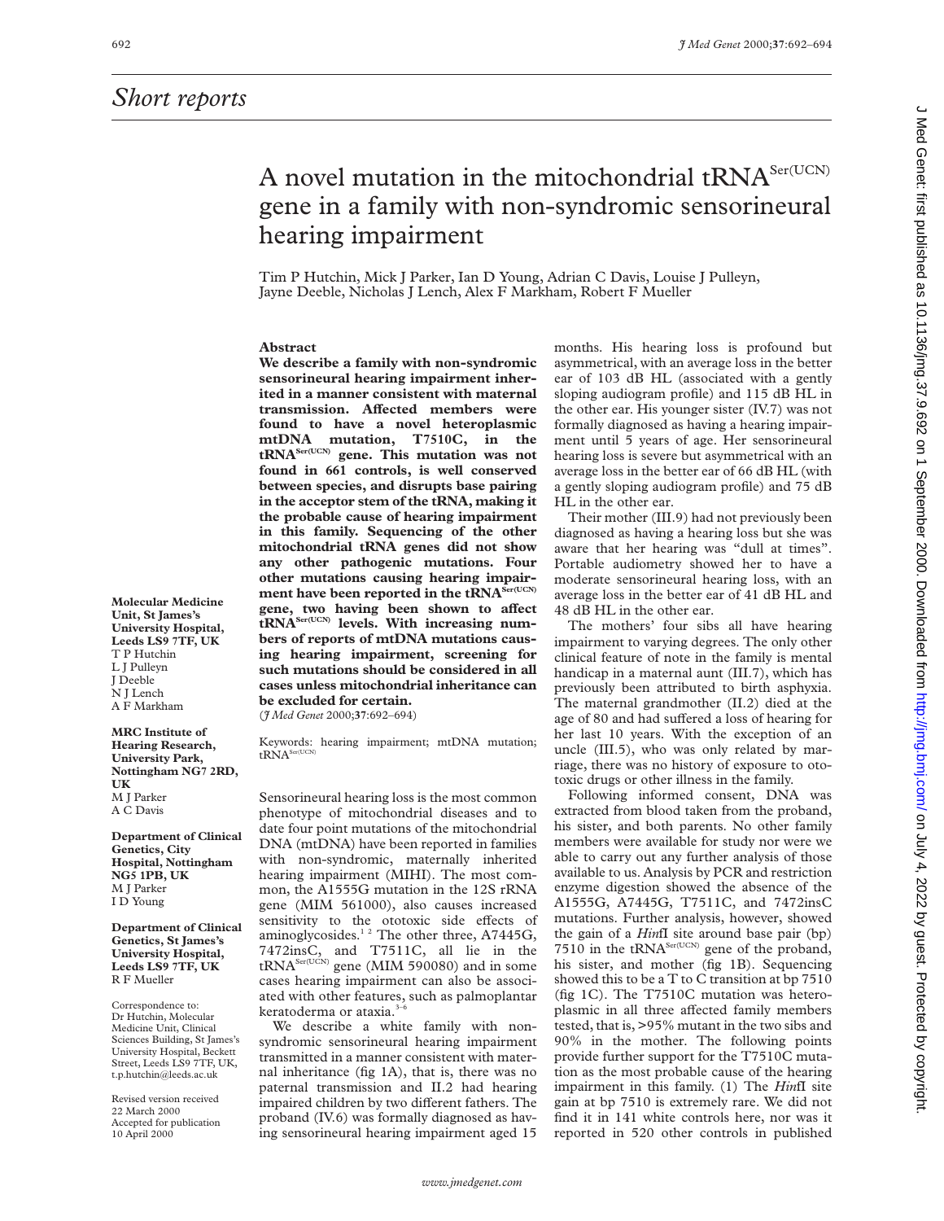## Short reports

# A novel mutation in the mitochondrial tRNA$^{Ser(UCN)}$ gene in a family with non-syndromic sensorineural hearing impairment

Tim P Hutchin, Mick J Parker, Ian D Young, Adrian C Davis, Louise J Pulleyn, Jayne Deeble, Nicholas J Lench, Alex F Markham, Robert F Mueller

**Molecular Medicine Unit, St James's University Hospital, Leeds LS9 7TF, UK**
T P Hutchin
L J Pulleyn
J Deeble
N J Lench
A F Markham

**MRC Institute of Hearing Research, University Park, Nottingham NG7 2RD, UK**
M J Parker
A C Davis

**Department of Clinical Genetics, City Hospital, Nottingham NG5 1PB, UK**
M J Parker
I D Young

**Department of Clinical Genetics, St James's University Hospital, Leeds LS9 7TF, UK**
R F Mueller

Correspondence to: Dr Hutchin, Molecular Medicine Unit, Clinical Sciences Building, St James's University Hospital, Beckett Street, Leeds LS9 7TF, UK, t.p.hutchin@leeds.ac.uk

Revised version received 22 March 2000
Accepted for publication 10 April 2000

### Abstract

**We describe a family with non-syndromic sensorineural hearing impairment inherited in a manner consistent with maternal transmission. Affected members were found to have a novel heteroplasmic mtDNA mutation, T7510C, in the tRNA$^{Ser(UCN)}$ gene. This mutation was not found in 661 controls, is well conserved between species, and disrupts base pairing in the acceptor stem of the tRNA, making it the probable cause of hearing impairment in this family. Sequencing of the other mitochondrial tRNA genes did not show any other pathogenic mutations. Four mutations causing hearing impairment have been reported in the tRNA$^{Ser(UCN)}$ gene, two having been shown to affect tRNA$^{Ser(UCN)}$ levels. With increasing numbers of reports of mtDNA mutations causing hearing impairment, screening for such mutations should be considered in all cases unless mitochondrial inheritance can be excluded for certain.**
(*J Med Genet* 2000;**37**:692–694)

Keywords: hearing impairment; mtDNA mutation; tRNA$^{Ser(UCN)}$

Sensorineural hearing loss is the most common phenotype of mitochondrial diseases and to date four point mutations of the mitochondrial DNA (mtDNA) have been reported in families with non-syndromic, maternally inherited hearing impairment (MIHI). The most common, the A1555G mutation in the 12S rRNA gene (MIM 561000), also causes increased sensitivity to the ototoxic side effects of aminoglycosides.[1 2] The other three, A7445G, 7472insC, and T7511C, all lie in the tRNA$^{Ser(UCN)}$ gene (MIM 590080) and in some cases hearing impairment can also be associated with other features, such as palmoplantar keratoderma or ataxia.[3–6]

We describe a white family with non-syndromic sensorineural hearing impairment transmitted in a manner consistent with maternal inheritance (fig 1A), that is, there was no paternal transmission and II.2 had hearing impaired children by two different fathers. The proband (IV.6) was formally diagnosed as having sensorineural hearing impairment aged 15 months. His hearing loss is profound but asymmetrical, with an average loss in the better ear of 103 dB HL (associated with a gently sloping audiogram profile) and 115 dB HL in the other ear. His younger sister (IV.7) was not formally diagnosed as having a hearing impairment until 5 years of age. Her sensorineural hearing loss is severe but asymmetrical with an average loss in the better ear of 66 dB HL (with a gently sloping audiogram profile) and 75 dB HL in the other ear.

Their mother (III.9) had not previously been diagnosed as having a hearing loss but she was aware that her hearing was "dull at times". Portable audiometry showed her to have a moderate sensorineural hearing loss, with an average loss in the better ear of 41 dB HL and 48 dB HL in the other ear.

The mothers' four sibs all have hearing impairment to varying degrees. The only other clinical feature of note in the family is mental handicap in a maternal aunt (III.7), which has previously been attributed to birth asphyxia. The maternal grandmother (II.2) died at the age of 80 and had suffered a loss of hearing for her last 10 years. With the exception of an uncle (III.5), who was only related by marriage, there was no history of exposure to ototoxic drugs or other illness in the family.

Following informed consent, DNA was extracted from blood taken from the proband, his sister, and both parents. No other family members were available for study nor were we able to carry out any further analysis of those available to us. Analysis by PCR and restriction enzyme digestion showed the absence of the A1555G, A7445G, T7511C, and 7472insC mutations. Further analysis, however, showed the gain of a *Hin*fI site around base pair (bp) 7510 in the tRNA$^{Ser(UCN)}$ gene of the proband, his sister, and mother (fig 1B). Sequencing showed this to be a T to C transition at bp 7510 (fig 1C). The T7510C mutation was heteroplasmic in all three affected family members tested, that is, >95% mutant in the two sibs and 90% in the mother. The following points provide further support for the T7510C mutation as the most probable cause of the hearing impairment in this family. (1) The *Hin*fI site gain at bp 7510 is extremely rare. We did not find it in 141 white controls here, nor was it reported in 520 other controls in published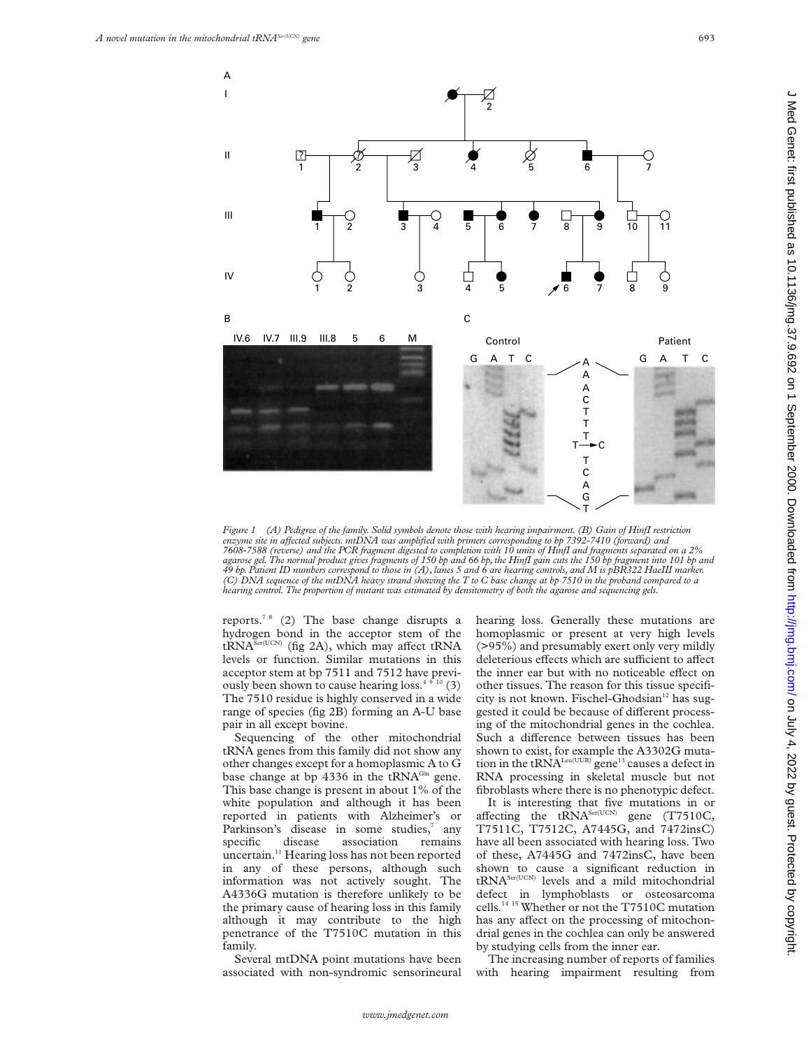Figure 1 (A) Pedigree of the family. Solid symbols denote those with hearing impairment. (B) Gain of HinfI restriction enzyme site in affected subjects. mtDNA was amplified with primers corresponding to bp 7392-7410 (forward) and 7608-7588 (reverse) and the PCR fragment digested to completion with 10 units of HinfI and fragments separated on a 2% agarose gel. The normal product gives fragments of 150 bp and 66 bp, the HinfI gain cuts the 150 bp fragment into 101 bp and 49 bp. Patient ID numbers correspond to those in (A), lanes 5 and 6 are hearing controls, and M is pBR322 HaeIII marker. (C) DNA sequence of the mtDNA heavy strand showing the T to C base change at bp 7510 in the proband compared to a hearing control. The proportion of mutant was estimated by densitometry of both the agarose and sequencing gels.

reports.[7 8] (2) The base change disrupts a hydrogen bond in the acceptor stem of the tRNA$^{Ser(UCN)}$ (fig 2A), which may affect tRNA levels or function. Similar mutations in this acceptor stem at bp 7511 and 7512 have previously been shown to cause hearing loss.[4 9 10] (3) The 7510 residue is highly conserved in a wide range of species (fig 2B) forming an A-U base pair in all except bovine.

Sequencing of the other mitochondrial tRNA genes from this family did not show any other changes except for a homoplasmic A to G base change at bp 4336 in the tRNA$^{Gln}$ gene. This base change is present in about 1% of the white population and although it has been reported in patients with Alzheimer's or Parkinson's disease in some studies,[7] any specific disease association remains uncertain.[11] Hearing loss has not been reported in any of these persons, although such information was not actively sought. The A4336G mutation is therefore unlikely to be the primary cause of hearing loss in this family although it may contribute to the high penetrance of the T7510C mutation in this family.

Several mtDNA point mutations have been associated with non-syndromic sensorineural hearing loss. Generally these mutations are homoplasmic or present at very high levels (>95%) and presumably exert only very mildly deleterious effects which are sufficient to affect the inner ear but with no noticeable effect on other tissues. The reason for this tissue specificity is not known. Fischel-Ghodsian[12] has suggested it could be because of different processing of the mitochondrial genes in the cochlea. Such a difference between tissues has been shown to exist, for example the A3302G mutation in the tRNA$^{Leu(UUR)}$ gene[13] causes a defect in RNA processing in skeletal muscle but not fibroblasts where there is no phenotypic defect.

It is interesting that five mutations in or affecting the tRNA$^{Ser(UCN)}$ gene (T7510C, T7511C, T7512C, A7445G, and 7472insC) have all been associated with hearing loss. Two of these, A7445G and 7472insC, have been shown to cause a significant reduction in tRNA$^{Ser(UCN)}$ levels and a mild mitochondrial defect in lymphoblasts or osteosarcoma cells.[14 15] Whether or not the T7510C mutation has any affect on the processing of mitochondrial genes in the cochlea can only be answered by studying cells from the inner ear.

The increasing number of reports of families with hearing impairment resulting from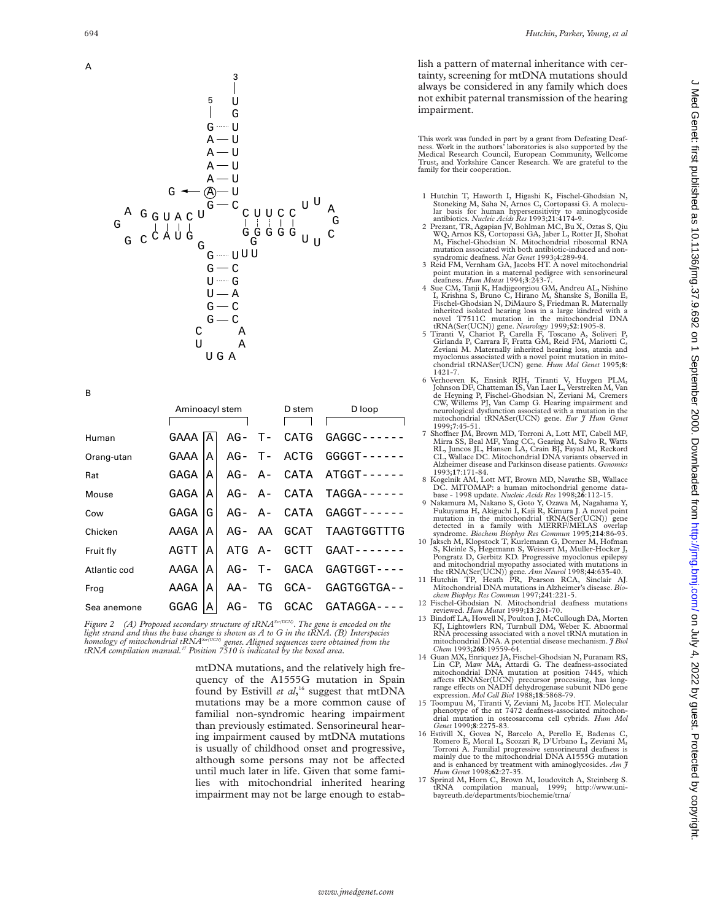A

3

5

G — U
A — U
A — U
A — U
A — U
G ← (A) — U
G — C

A G G U A C U
G
G C C A U G

C U U C C U U A
G
G G G G G U U C

G
G — U U U
G — C
U — G
U — A
G — C
G — C
C A
U A
U G A

B

| | Aminoacyl stem | | | | D stem | D loop |
|---|---|---|---|---|---|---|
| Human | GAAA | A | AG- | T- | CATG | GAGGC------ |
| Orang-utan | GAAA | A | AG- | T- | ACTG | GGGGT------ |
| Rat | GAGA | A | AG- | A- | CATA | ATGGT------ |
| Mouse | GAGA | A | AG- | A- | CATA | TAGGA------ |
| Cow | GAGA | G | AG- | A- | CATA | GAGGT------ |
| Chicken | AAGA | A | AG- | AA | GCAT | TAAGTGGTTTG |
| Fruit fly | AGTT | A | ATG | A- | GCTT | GAAT------- |
| Atlantic cod | AAGA | A | AG- | T- | GACA | GAGTGGT---- |
| Frog | AAGA | A | AA- | TG | GCA- | GAGTGGTGA-- |
| Sea anemone | GGAG | A | AG- | TG | GCAC | GATAGGA---- |

*Figure 2 (A) Proposed secondary structure of tRNA$^{Ser(UCN)}$. The gene is encoded on the light strand and thus the base change is shown as A to G in the tRNA. (B) Interspecies homology of mitochondrial tRNA$^{Ser(UCN)}$ genes. Aligned sequences were obtained from the tRNA compilation manual.[17] Position 7510 is indicated by the boxed area.*

mtDNA mutations, and the relatively high frequency of the A1555G mutation in Spain found by Estivill *et al*,[16] suggest that mtDNA mutations may be a more common cause of familial non-syndromic hearing impairment than previously estimated. Sensorineural hearing impairment caused by mtDNA mutations is usually of childhood onset and progressive, although some persons may not be affected until much later in life. Given that some families with mitochondrial inherited hearing impairment may not be large enough to establish a pattern of maternal inheritance with certainty, screening for mtDNA mutations should always be considered in any family which does not exhibit paternal transmission of the hearing impairment.

This work was funded in part by a grant from Defeating Deafness. Work in the authors' laboratories is also supported by the Medical Research Council, European Community, Wellcome Trust, and Yorkshire Cancer Research. We are grateful to the family for their cooperation.

1 Hutchin T, Haworth I, Higashi K, Fischel-Ghodsian N, Stoneking M, Saha N, Arnos C, Cortopassi G. A molecular basis for human hypersensitivity to aminoglycoside antibiotics. *Nucleic Acids Res* 1993;**21**:4174-9.
2 Prezant, TR, Agapian JV, Bohlman MC, Bu X, Oztas S, Qiu WQ, Arnos KS, Cortopassi GA, Jaber L, Rotter JI, Shohat M, Fischel-Ghodsian N. Mitochondrial ribosomal RNA mutation associated with both antibiotic-induced and non-syndromic deafness. *Nat Genet* 1993;**4**:289-94.
3 Reid FM, Vernham GA, Jacobs HT. A novel mitochondrial point mutation in a maternal pedigree with sensorineural deafness. *Hum Mutat* 1994;**3**:243-7.
4 Sue CM, Tanji K, Hadjigeorgiou GM, Andreu AL, Nishino I, Krishna S, Bruno C, Hirano M, Shanske S, Bonilla E, Fischel-Ghodsian N, DiMauro S, Friedman R. Maternally inherited isolated hearing loss in a large kindred with a novel T7511C mutation in the mitochondrial DNA tRNA(Ser(UCN)) gene. *Neurology* 1999;**52**:1905-8.
5 Tiranti V, Chariot P, Carella F, Toscano A, Soliveri P, Girlanda P, Carrara F, Fratta GM, Reid FM, Mariotti C, Zeviani M. Maternally inherited hearing loss, ataxia and myoclonus associated with a novel point mutation in mitochondrial tRNASer(UCN) gene. *Hum Mol Genet* 1995;**8**:1421-7.
6 Verhoeven K, Ensink RJH, Tiranti V, Huygen PLM, Johnson DF, Chatteman IS, Van Laer L, Verstreken M, Van de Heyning P, Fischel-Ghodsian N, Zeviani M, Cremers CW, Willems PJ, Van Camp G. Hearing impairment and neurological dysfunction associated with a mutation in the mitochondrial tRNASer(UCN) gene. *Eur J Hum Genet* 1999;**7**:45-51.
7 Shoffner JM, Brown MD, Torroni A, Lott MT, Cabell MF, Mirra SS, Beal MF, Yang CC, Gearing M, Salvo R, Watts RL, Juncos JL, Hansen LA, Crain BJ, Fayad M, Reckord CL, Wallace DC. Mitochondrial DNA variants observed in Alzheimer disease and Parkinson disease patients. *Genomics* 1993;**17**:171-84.
8 Kogelnik AM, Lott MT, Brown MD, Navathe SB, Wallace DC. MITOMAP: a human mitochondrial genome database - 1998 update. *Nucleic Acids Res* 1998;**26**:112-15.
9 Nakamura M, Nakano S, Goto Y, Ozawa M, Nagahama Y, Fukuyama H, Akiguchi I, Kaji R, Kimura J. A novel point mutation in the mitochondrial tRNA(Ser(UCN)) gene detected in a family with MERRF/MELAS overlap syndrome. *Biochem Biophys Res Commun* 1995;**214**:86-93.
10 Jaksch M, Klopstock T, Kurlemann G, Dorner M, Hofman S, Kleinle S, Hegemann S, Weissert M, Muller-Hocker J, Pongratz D, Gerbitz KD. Progressive myoclonus epilepsy and mitochondrial myopathy associated with mutations in the tRNA(Ser(UCN)) gene. *Ann Neurol* 1998;**44**:635-40.
11 Hutchin TP, Heath PR, Pearson RCA, Sinclair AJ. Mitochondrial DNA mutations in Alzheimer's disease. *Biochem Biophys Res Commun* 1997;**241**:221-5.
12 Fischel-Ghodsian N. Mitochondrial deafness mutations reviewed. *Hum Mutat* 1999;**13**:261-70.
13 Bindoff LA, Howell N, Poulton J, McCullough DA, Morten KJ, Lightowlers RN, Turnbull DM, Weber K. Abnormal RNA processing associated with a novel tRNA mutation in mitochondrial DNA. A potential disease mechanism. *J Biol Chem* 1993;**268**:19559-64.
14 Guan MX, Enriquez JA, Fischel-Ghodsian N, Puranam RS, Lin CP, Maw MA, Attardi G. The deafness-associated mitochondrial DNA mutation at position 7445, which affects tRNASer(UCN) precursor processing, has long-range effects on NADH dehydrogenase subunit ND6 gene expression. *Mol Cell Biol* 1988;**18**:5868-79.
15 Toompuu M, Tiranti V, Zeviani M, Jacobs HT. Molecular phenotype of the nt 7472 deafness-associated mitochondrial mutation in osteosarcoma cell cybrids. *Hum Mol Genet* 1999;**8**:2275-83.
16 Estivill X, Govea N, Barcelo A, Perello E, Badenas C, Romero E, Moral L, Scozzri R, D'Urbano L, Zeviani M, Torroni A. Familial progressive sensorineural deafness is mainly due to the mitochondrial DNA A1555G mutation and is enhanced by treatment with aminoglycosides. *Am J Hum Genet* 1998;**62**:27-35.
17 Sprinzl M, Horn C, Brown M, Ioudovitch A, Steinberg S. tRNA compilation manual, 1999; http://www.uni-bayreuth.de/departments/biochemie/trna/